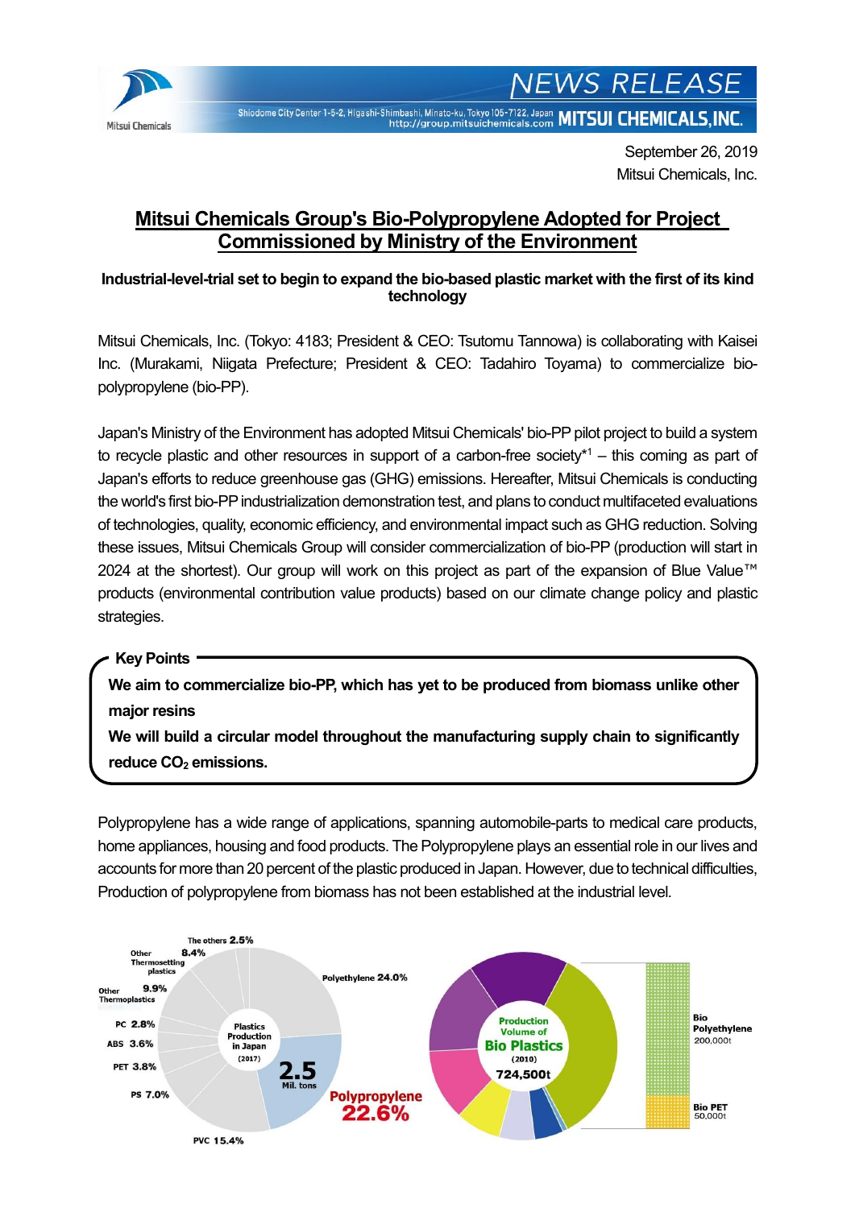September 26, 2019
Mitsui Chemicals, Inc.

# Mitsui Chemicals Group's Bio-Polypropylene Adopted for Project Commissioned by Ministry of the Environment

**Industrial-level-trial set to begin to expand the bio-based plastic market with the first of its kind technology**

Mitsui Chemicals, Inc. (Tokyo: 4183; President & CEO: Tsutomu Tannowa) is collaborating with Kaisei Inc. (Murakami, Niigata Prefecture; President & CEO: Tadahiro Toyama) to commercialize bio-polypropylene (bio-PP).

Japan's Ministry of the Environment has adopted Mitsui Chemicals' bio-PP pilot project to build a system to recycle plastic and other resources in support of a carbon-free society*[1] – this coming as part of Japan's efforts to reduce greenhouse gas (GHG) emissions. Hereafter, Mitsui Chemicals is conducting the world's first bio-PP industrialization demonstration test, and plans to conduct multifaceted evaluations of technologies, quality, economic efficiency, and environmental impact such as GHG reduction. Solving these issues, Mitsui Chemicals Group will consider commercialization of bio-PP (production will start in 2024 at the shortest). Our group will work on this project as part of the expansion of Blue Value™ products (environmental contribution value products) based on our climate change policy and plastic strategies.

**Key Points**

**We aim to commercialize bio-PP, which has yet to be produced from biomass unlike other major resins**

**We will build a circular model throughout the manufacturing supply chain to significantly reduce $CO_2$ emissions.**

Polypropylene has a wide range of applications, spanning automobile-parts to medical care products, home appliances, housing and food products. The Polypropylene plays an essential role in our lives and accounts for more than 20 percent of the plastic produced in Japan. However, due to technical difficulties, Production of polypropylene from biomass has not been established at the industrial level.

Plastics Production in Japan (2017)
2.5 Mil. tons
Polyethylene 24.0%
Polypropylene 22.6%
PVC 15.4%
PS 7.0%
PET 3.8%
ABS 3.6%
PC 2.8%
Other Thermoplastics 9.9%
Other Thermosetting plastics 8.4%
The others 2.5%

Production Volume of Bio Plastics (2010)
724,500t
Bio Polyethylene 200,000t
Bio PET 50,000t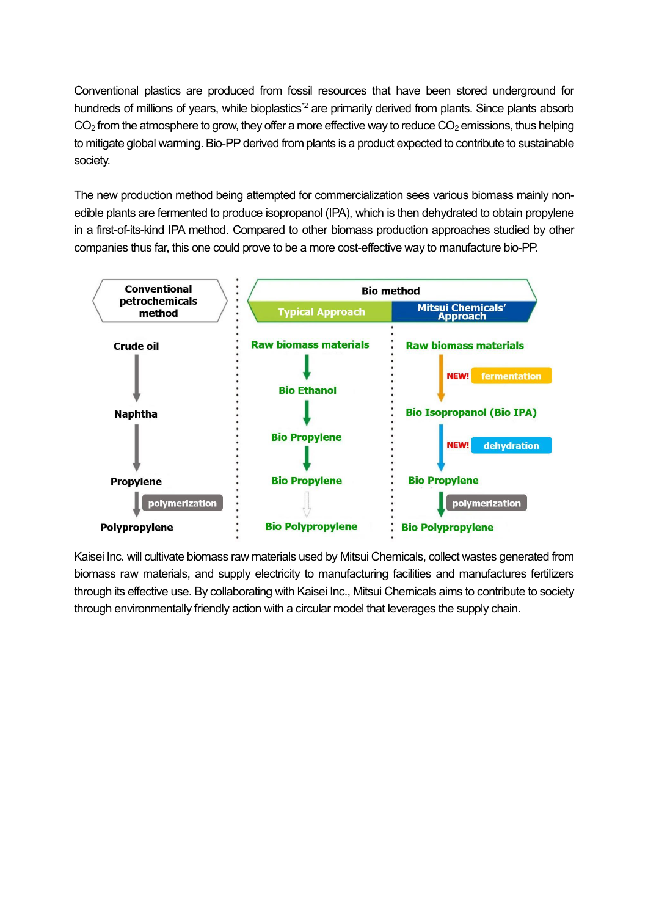Conventional plastics are produced from fossil resources that have been stored underground for hundreds of millions of years, while bioplastics[*2] are primarily derived from plants. Since plants absorb $CO_2$ from the atmosphere to grow, they offer a more effective way to reduce $CO_2$ emissions, thus helping to mitigate global warming. Bio-PP derived from plants is a product expected to contribute to sustainable society.

The new production method being attempted for commercialization sees various biomass mainly non-edible plants are fermented to produce isopropanol (IPA), which is then dehydrated to obtain propylene in a first-of-its-kind IPA method. Compared to other biomass production approaches studied by other companies thus far, this one could prove to be a more cost-effective way to manufacture bio-PP.

| Conventional petrochemicals method | Bio method: Typical Approach | Bio method: Mitsui Chemicals' Approach |
|---|---|---|
| Crude oil | Raw biomass materials | Raw biomass materials |
| ↓ | ↓ | ↓ NEW! fermentation |
| Naphtha | Bio Ethanol | Bio Isopropanol (Bio IPA) |
| ↓ | ↓ | ↓ NEW! dehydration |
| | Bio Propylene | |
| ↓ | ↓ | |
| Propylene | Bio Propylene | Bio Propylene |
| ↓ polymerization | ↓ | ↓ polymerization |
| Polypropylene | Bio Polypropylene | Bio Polypropylene |

Kaisei Inc. will cultivate biomass raw materials used by Mitsui Chemicals, collect wastes generated from biomass raw materials, and supply electricity to manufacturing facilities and manufactures fertilizers through its effective use. By collaborating with Kaisei Inc., Mitsui Chemicals aims to contribute to society through environmentally friendly action with a circular model that leverages the supply chain.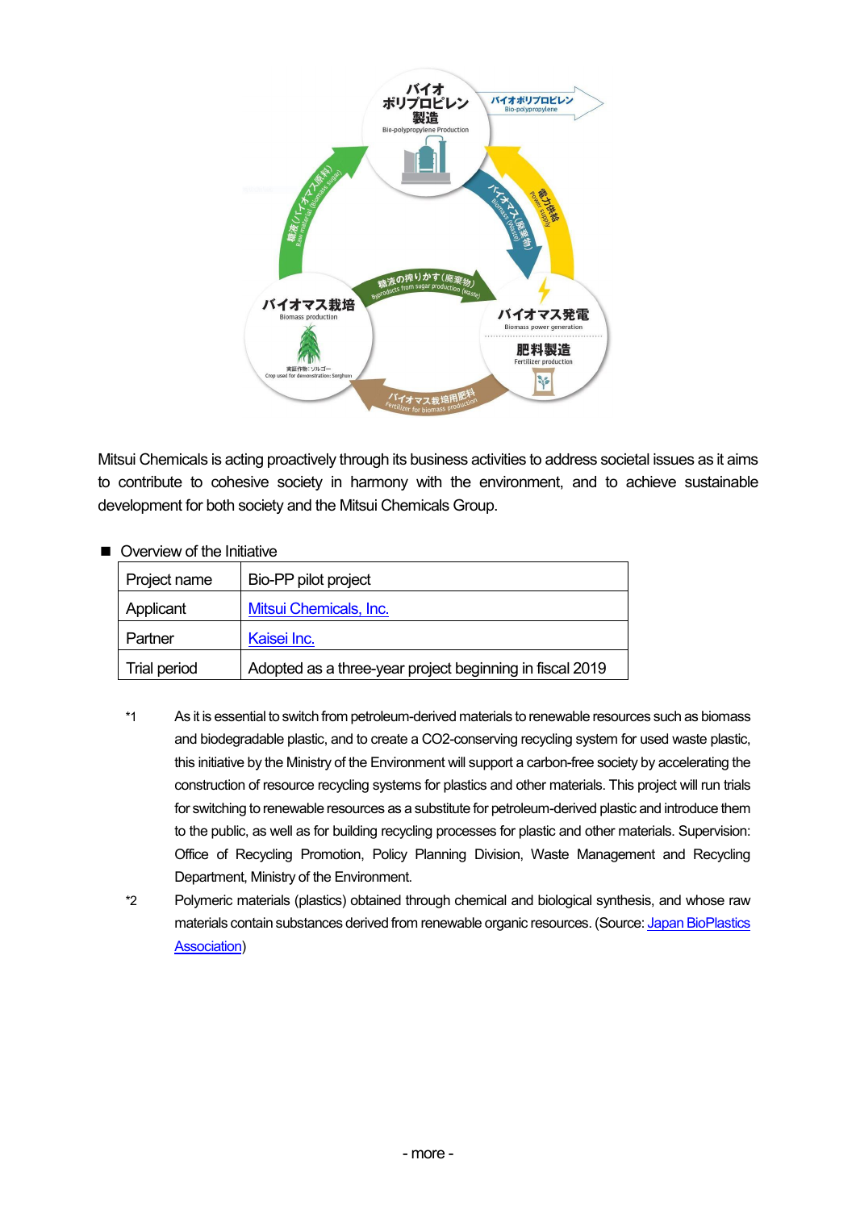バイオ
ポリプロピレン
製造
Bio-polypropylene Production

バイオポリプロピレン
Bio-polypropylene

糖液（バイオマス原料）
Raw material (Biomass sugar)

バイオマス（廃棄物）
Biomass (Waste)

電力供給
Power supply

糖液の搾りかす（廃棄物）
Byproducts from sugar production (Waste)

バイオマス栽培
Biomass production

実証作物：ソルゴー
Crop used for demonstration: Sorghum

バイオマス発電
Biomass power generation

肥料製造
Fertilizer production

バイオマス栽培用肥料
Fertilizer for biomass production

Mitsui Chemicals is acting proactively through its business activities to address societal issues as it aims to contribute to cohesive society in harmony with the environment, and to achieve sustainable development for both society and the Mitsui Chemicals Group.

■ Overview of the Initiative

| | |
|---|---|
| Project name | Bio-PP pilot project |
| Applicant | Mitsui Chemicals, Inc. |
| Partner | Kaisei Inc. |
| Trial period | Adopted as a three-year project beginning in fiscal 2019 |

*1 As it is essential to switch from petroleum-derived materials to renewable resources such as biomass and biodegradable plastic, and to create a CO2-conserving recycling system for used waste plastic, this initiative by the Ministry of the Environment will support a carbon-free society by accelerating the construction of resource recycling systems for plastics and other materials. This project will run trials for switching to renewable resources as a substitute for petroleum-derived plastic and introduce them to the public, as well as for building recycling processes for plastic and other materials. Supervision: Office of Recycling Promotion, Policy Planning Division, Waste Management and Recycling Department, Ministry of the Environment.

*2 Polymeric materials (plastics) obtained through chemical and biological synthesis, and whose raw materials contain substances derived from renewable organic resources. (Source: Japan BioPlastics Association)

- more -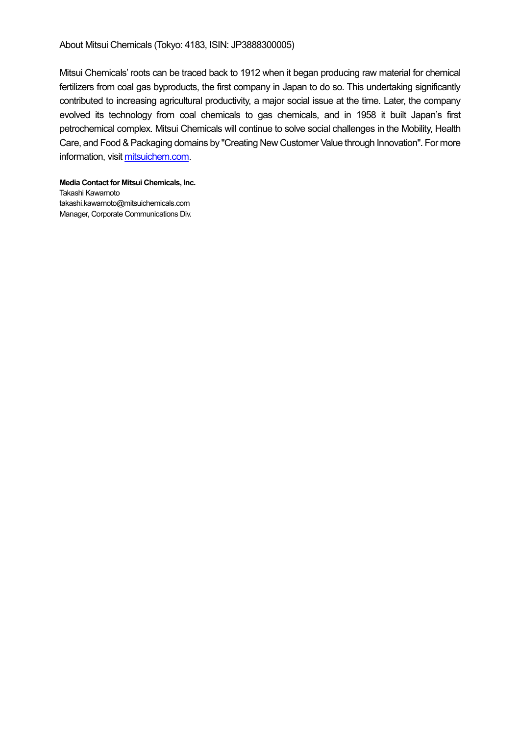About Mitsui Chemicals (Tokyo: 4183, ISIN: JP3888300005)

Mitsui Chemicals' roots can be traced back to 1912 when it began producing raw material for chemical fertilizers from coal gas byproducts, the first company in Japan to do so. This undertaking significantly contributed to increasing agricultural productivity, a major social issue at the time. Later, the company evolved its technology from coal chemicals to gas chemicals, and in 1958 it built Japan's first petrochemical complex. Mitsui Chemicals will continue to solve social challenges in the Mobility, Health Care, and Food & Packaging domains by "Creating New Customer Value through Innovation". For more information, visit [mitsuichem.com](mitsuichem.com).

**Media Contact for Mitsui Chemicals, Inc.**
Takashi Kawamoto
takashi.kawamoto@mitsuichemicals.com
Manager, Corporate Communications Div.